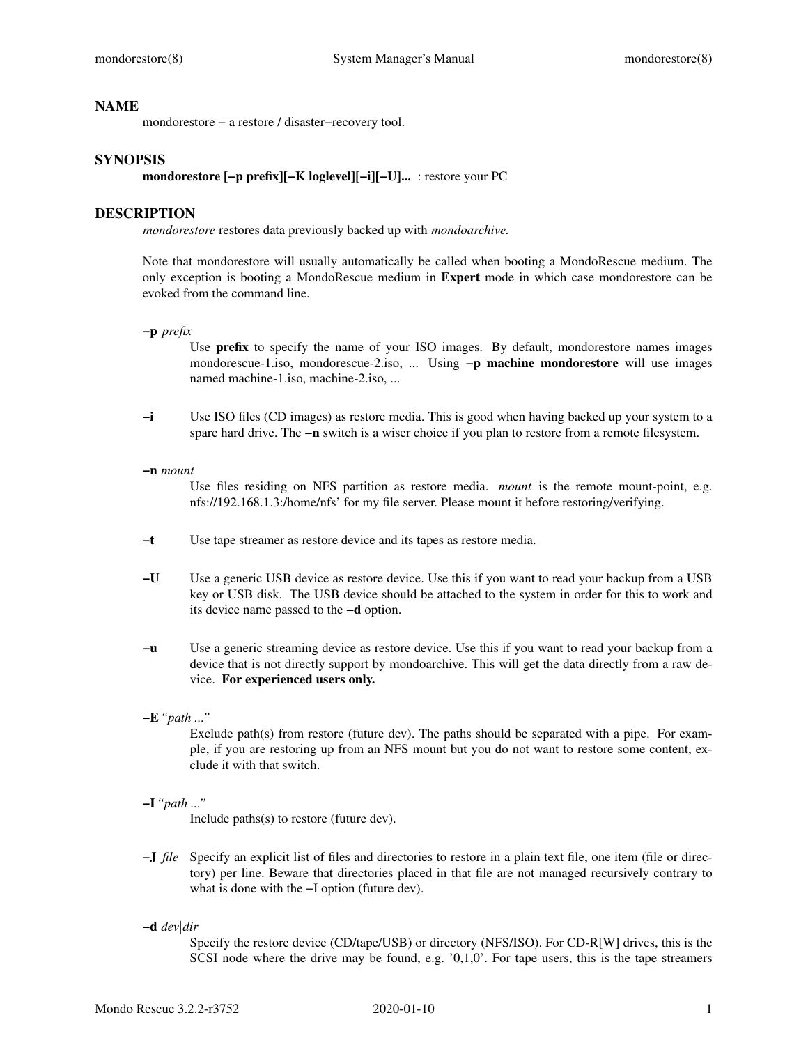## NAME

mondorestore − a restore / disaster−recovery tool.

## SYNOPSIS

**mondorestore [−p prefix][−K loglevel][−i][−U]...** : restore your PC

## DESCRIPTION

*mondorestore* restores data previously backed up with *mondoarchive.*

Note that mondorestore will usually automatically be called when booting a MondoRescue medium. The only exception is booting a MondoRescue medium in **Expert** mode in which case mondorestore can be evoked from the command line.

**−p** *prefix*

Use **prefix** to specify the name of your ISO images. By default, mondorestore names images mondorescue-1.iso, mondorescue-2.iso, ... Using **−p machine mondorestore** will use images named machine-1.iso, machine-2.iso, ...

**−i** Use ISO files (CD images) as restore media. This is good when having backed up your system to a spare hard drive. The **−n** switch is a wiser choice if you plan to restore from a remote filesystem.

**−n** *mount*

Use files residing on NFS partition as restore media. *mount* is the remote mount-point, e.g. nfs://192.168.1.3:/home/nfs' for my file server. Please mount it before restoring/verifying.

**−t** Use tape streamer as restore device and its tapes as restore media.

**−U** Use a generic USB device as restore device. Use this if you want to read your backup from a USB key or USB disk. The USB device should be attached to the system in order for this to work and its device name passed to the **−d** option.

**−u** Use a generic streaming device as restore device. Use this if you want to read your backup from a device that is not directly support by mondoarchive. This will get the data directly from a raw device. **For experienced users only.**

**−E** *"path ..."*

Exclude path(s) from restore (future dev). The paths should be separated with a pipe. For example, if you are restoring up from an NFS mount but you do not want to restore some content, exclude it with that switch.

**−I** *"path ..."*

Include paths(s) to restore (future dev).

**−J** *file* Specify an explicit list of files and directories to restore in a plain text file, one item (file or directory) per line. Beware that directories placed in that file are not managed recursively contrary to what is done with the −I option (future dev).

**−d** *dev|dir*

Specify the restore device (CD/tape/USB) or directory (NFS/ISO). For CD-R[W] drives, this is the SCSI node where the drive may be found, e.g. '0,1,0'. For tape users, this is the tape streamers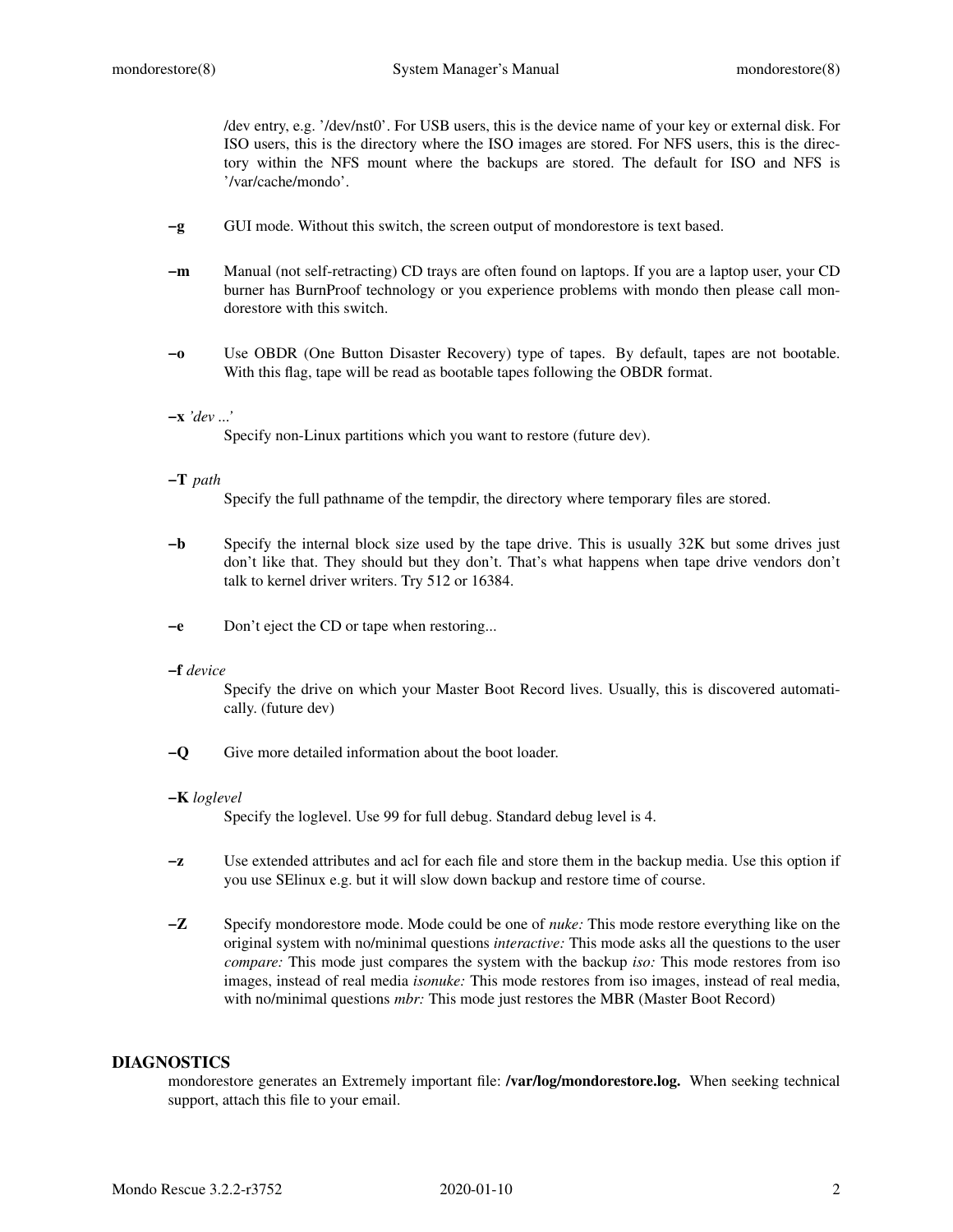/dev entry, e.g. '/dev/nst0'. For USB users, this is the device name of your key or external disk. For ISO users, this is the directory where the ISO images are stored. For NFS users, this is the directory within the NFS mount where the backups are stored. The default for ISO and NFS is '/var/cache/mondo'.

**−g** GUI mode. Without this switch, the screen output of mondorestore is text based.

**−m** Manual (not self-retracting) CD trays are often found on laptops. If you are a laptop user, your CD burner has BurnProof technology or you experience problems with mondo then please call mondorestore with this switch.

**−o** Use OBDR (One Button Disaster Recovery) type of tapes. By default, tapes are not bootable. With this flag, tape will be read as bootable tapes following the OBDR format.

**−x** *'dev ...'*
Specify non-Linux partitions which you want to restore (future dev).

**−T** *path*
Specify the full pathname of the tempdir, the directory where temporary files are stored.

**−b** Specify the internal block size used by the tape drive. This is usually 32K but some drives just don't like that. They should but they don't. That's what happens when tape drive vendors don't talk to kernel driver writers. Try 512 or 16384.

**−e** Don't eject the CD or tape when restoring...

**−f** *device*
Specify the drive on which your Master Boot Record lives. Usually, this is discovered automatically. (future dev)

**−Q** Give more detailed information about the boot loader.

**−K** *loglevel*
Specify the loglevel. Use 99 for full debug. Standard debug level is 4.

**−z** Use extended attributes and acl for each file and store them in the backup media. Use this option if you use SElinux e.g. but it will slow down backup and restore time of course.

**−Z** Specify mondorestore mode. Mode could be one of *nuke:* This mode restore everything like on the original system with no/minimal questions *interactive:* This mode asks all the questions to the user *compare:* This mode just compares the system with the backup *iso:* This mode restores from iso images, instead of real media *isonuke:* This mode restores from iso images, instead of real media, with no/minimal questions *mbr:* This mode just restores the MBR (Master Boot Record)

## DIAGNOSTICS

mondorestore generates an Extremely important file: **/var/log/mondorestore.log.** When seeking technical support, attach this file to your email.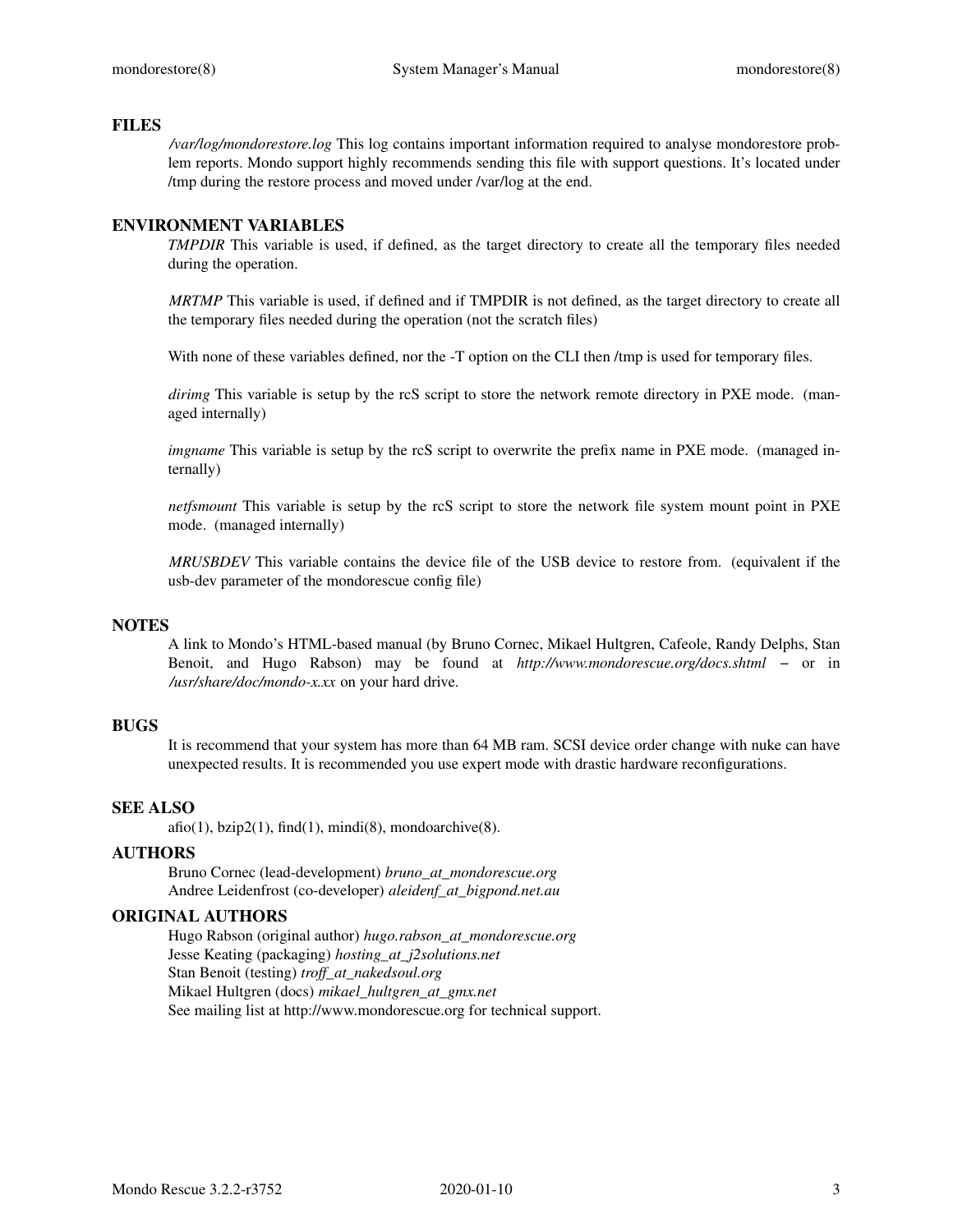## FILES

*/var/log/mondorestore.log* This log contains important information required to analyse mondorestore problem reports. Mondo support highly recommends sending this file with support questions. It's located under /tmp during the restore process and moved under /var/log at the end.

## ENVIRONMENT VARIABLES

*TMPDIR* This variable is used, if defined, as the target directory to create all the temporary files needed during the operation.

*MRTMP* This variable is used, if defined and if TMPDIR is not defined, as the target directory to create all the temporary files needed during the operation (not the scratch files)

With none of these variables defined, nor the -T option on the CLI then /tmp is used for temporary files.

*dirimg* This variable is setup by the rcS script to store the network remote directory in PXE mode. (managed internally)

*imgname* This variable is setup by the rcS script to overwrite the prefix name in PXE mode. (managed internally)

*netfsmount* This variable is setup by the rcS script to store the network file system mount point in PXE mode. (managed internally)

*MRUSBDEV* This variable contains the device file of the USB device to restore from. (equivalent if the usb-dev parameter of the mondorescue config file)

## NOTES

A link to Mondo's HTML-based manual (by Bruno Cornec, Mikael Hultgren, Cafeole, Randy Delphs, Stan Benoit, and Hugo Rabson) may be found at *http://www.mondorescue.org/docs.shtml* – or in */usr/share/doc/mondo-x.xx* on your hard drive.

## BUGS

It is recommend that your system has more than 64 MB ram. SCSI device order change with nuke can have unexpected results. It is recommended you use expert mode with drastic hardware reconfigurations.

## SEE ALSO

afio(1), bzip2(1), find(1), mindi(8), mondoarchive(8).

## AUTHORS

Bruno Cornec (lead-development) *bruno_at_mondorescue.org*
Andree Leidenfrost (co-developer) *aleidenf_at_bigpond.net.au*

## ORIGINAL AUTHORS

Hugo Rabson (original author) *hugo.rabson_at_mondorescue.org*
Jesse Keating (packaging) *hosting_at_j2solutions.net*
Stan Benoit (testing) *troff_at_nakedsoul.org*
Mikael Hultgren (docs) *mikael_hultgren_at_gmx.net*
See mailing list at http://www.mondorescue.org for technical support.